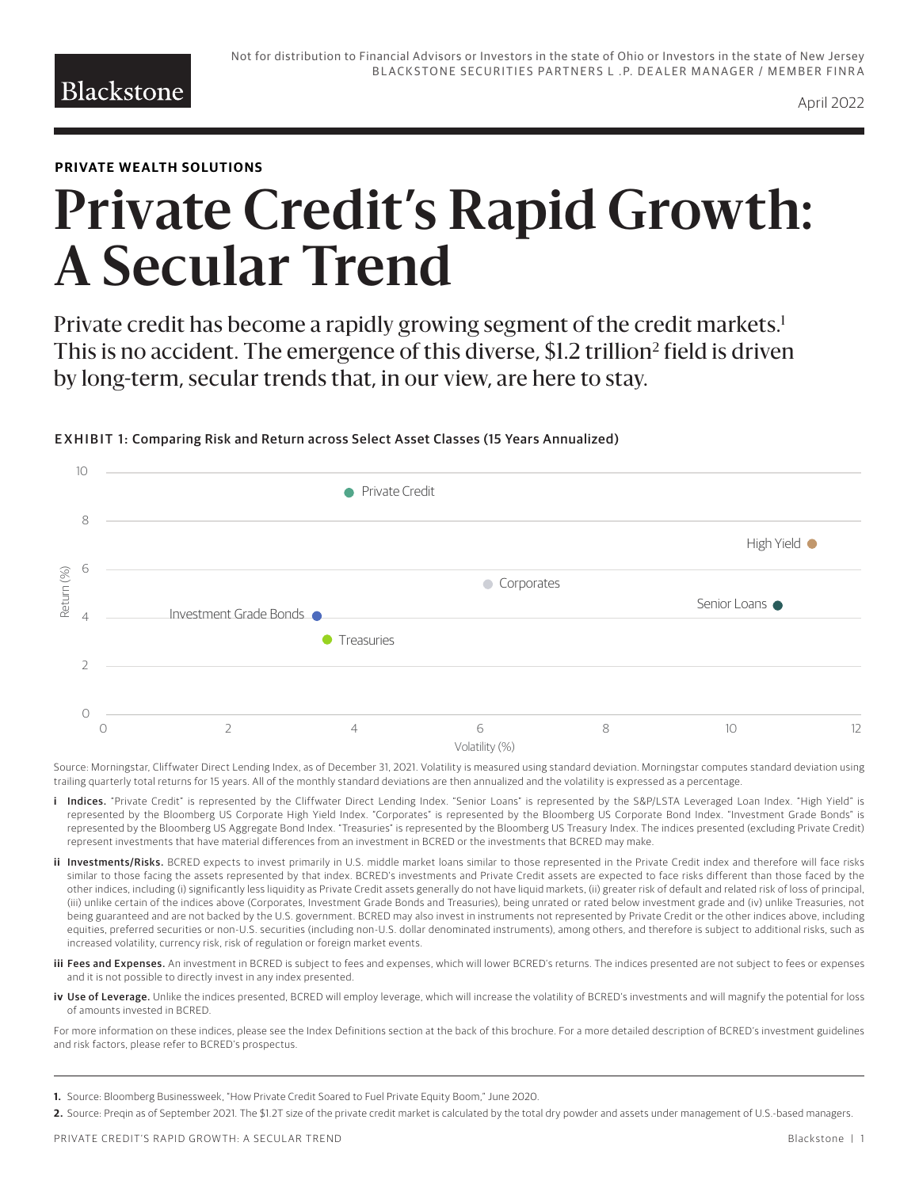Not for distribution to Financial Advisors or Investors in the state of Ohio or Investors in the state of New Jersey
BLACKSTONE SECURITIES PARTNERS L .P. DEALER MANAGER / MEMBER FINRA

April 2022

**PRIVATE WEALTH SOLUTIONS**

# Private Credit's Rapid Growth: A Secular Trend

Private credit has become a rapidly growing segment of the credit markets.[1] This is no accident. The emergence of this diverse, $1.2 trillion[2] field is driven by long-term, secular trends that, in our view, are here to stay.

**EXHIBIT 1: Comparing Risk and Return across Select Asset Classes (15 Years Annualized)**

| Asset Class | Volatility (%) | Return (%) |
|---|---|---|
| Private Credit | ~3.9 | ~9.2 |
| High Yield | ~11.3 | ~7.1 |
| Corporates | ~6.1 | ~5.5 |
| Senior Loans | ~10.7 | ~4.7 |
| Investment Grade Bonds | ~3.4 | ~4.1 |
| Treasuries | ~3.6 | ~3.1 |

Source: Morningstar, Cliffwater Direct Lending Index, as of December 31, 2021. Volatility is measured using standard deviation. Morningstar computes standard deviation using trailing quarterly total returns for 15 years. All of the monthly standard deviations are then annualized and the volatility is expressed as a percentage.

i **Indices.** "Private Credit" is represented by the Cliffwater Direct Lending Index. "Senior Loans" is represented by the S&P/LSTA Leveraged Loan Index. "High Yield" is represented by the Bloomberg US Corporate High Yield Index. "Corporates" is represented by the Bloomberg US Corporate Bond Index. "Investment Grade Bonds" is represented by the Bloomberg US Aggregate Bond Index. "Treasuries" is represented by the Bloomberg US Treasury Index. The indices presented (excluding Private Credit) represent investments that have material differences from an investment in BCRED or the investments that BCRED may make.

ii **Investments/Risks.** BCRED expects to invest primarily in U.S. middle market loans similar to those represented in the Private Credit index and therefore will face risks similar to those facing the assets represented by that index. BCRED's investments and Private Credit assets are expected to face risks different than those faced by the other indices, including (i) significantly less liquidity as Private Credit assets generally do not have liquid markets, (ii) greater risk of default and related risk of loss of principal, (iii) unlike certain of the indices above (Corporates, Investment Grade Bonds and Treasuries), being unrated or rated below investment grade and (iv) unlike Treasuries, not being guaranteed and are not backed by the U.S. government. BCRED may also invest in instruments not represented by Private Credit or the other indices above, including equities, preferred securities or non-U.S. securities (including non-U.S. dollar denominated instruments), among others, and therefore is subject to additional risks, such as increased volatility, currency risk, risk of regulation or foreign market events.

iii **Fees and Expenses.** An investment in BCRED is subject to fees and expenses, which will lower BCRED's returns. The indices presented are not subject to fees or expenses and it is not possible to directly invest in any index presented.

iv **Use of Leverage.** Unlike the indices presented, BCRED will employ leverage, which will increase the volatility of BCRED's investments and will magnify the potential for loss of amounts invested in BCRED.

For more information on these indices, please see the Index Definitions section at the back of this brochure. For a more detailed description of BCRED's investment guidelines and risk factors, please refer to BCRED's prospectus.

---

**1.** Source: Bloomberg Businessweek, "How Private Credit Soared to Fuel Private Equity Boom," June 2020.

**2.** Source: Preqin as of September 2021. The $1.2T size of the private credit market is calculated by the total dry powder and assets under management of U.S.-based managers.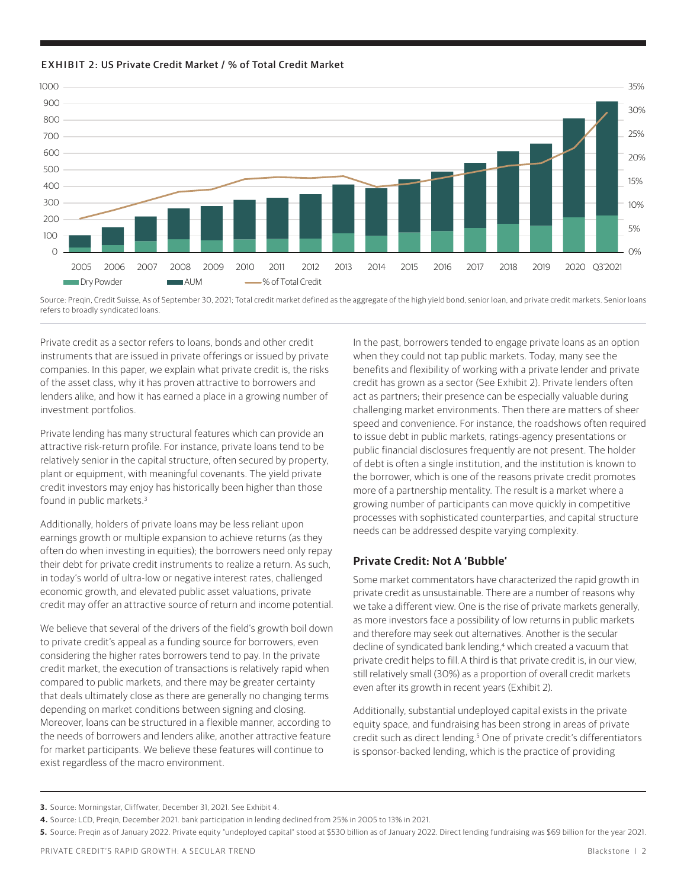**EXHIBIT 2: US Private Credit Market / % of Total Credit Market**

Source: Preqin, Credit Suisse, As of September 30, 2021; Total credit market defined as the aggregate of the high yield bond, senior loan, and private credit markets. Senior loans refers to broadly syndicated loans.

Private credit as a sector refers to loans, bonds and other credit instruments that are issued in private offerings or issued by private companies. In this paper, we explain what private credit is, the risks of the asset class, why it has proven attractive to borrowers and lenders alike, and how it has earned a place in a growing number of investment portfolios.

Private lending has many structural features which can provide an attractive risk-return profile. For instance, private loans tend to be relatively senior in the capital structure, often secured by property, plant or equipment, with meaningful covenants. The yield private credit investors may enjoy has historically been higher than those found in public markets.[3]

Additionally, holders of private loans may be less reliant upon earnings growth or multiple expansion to achieve returns (as they often do when investing in equities); the borrowers need only repay their debt for private credit instruments to realize a return. As such, in today's world of ultra-low or negative interest rates, challenged economic growth, and elevated public asset valuations, private credit may offer an attractive source of return and income potential.

We believe that several of the drivers of the field's growth boil down to private credit's appeal as a funding source for borrowers, even considering the higher rates borrowers tend to pay. In the private credit market, the execution of transactions is relatively rapid when compared to public markets, and there may be greater certainty that deals ultimately close as there are generally no changing terms depending on market conditions between signing and closing. Moreover, loans can be structured in a flexible manner, according to the needs of borrowers and lenders alike, another attractive feature for market participants. We believe these features will continue to exist regardless of the macro environment.

In the past, borrowers tended to engage private loans as an option when they could not tap public markets. Today, many see the benefits and flexibility of working with a private lender and private credit has grown as a sector (See Exhibit 2). Private lenders often act as partners; their presence can be especially valuable during challenging market environments. Then there are matters of sheer speed and convenience. For instance, the roadshows often required to issue debt in public markets, ratings-agency presentations or public financial disclosures frequently are not present. The holder of debt is often a single institution, and the institution is known to the borrower, which is one of the reasons private credit promotes more of a partnership mentality. The result is a market where a growing number of participants can move quickly in competitive processes with sophisticated counterparties, and capital structure needs can be addressed despite varying complexity.

### Private Credit: Not A 'Bubble'

Some market commentators have characterized the rapid growth in private credit as unsustainable. There are a number of reasons why we take a different view. One is the rise of private markets generally, as more investors face a possibility of low returns in public markets and therefore may seek out alternatives. Another is the secular decline of syndicated bank lending,[4] which created a vacuum that private credit helps to fill. A third is that private credit is, in our view, still relatively small (30%) as a proportion of overall credit markets even after its growth in recent years (Exhibit 2).

Additionally, substantial undeployed capital exists in the private equity space, and fundraising has been strong in areas of private credit such as direct lending.[5] One of private credit's differentiators is sponsor-backed lending, which is the practice of providing

---

**3.** Source: Morningstar, Cliffwater, December 31, 2021. See Exhibit 4.

**4.** Source: LCD, Preqin, December 2021. bank participation in lending declined from 25% in 2005 to 13% in 2021.

**5.** Source: Preqin as of January 2022. Private equity "undeployed capital" stood at $530 billion as of January 2022. Direct lending fundraising was $69 billion for the year 2021.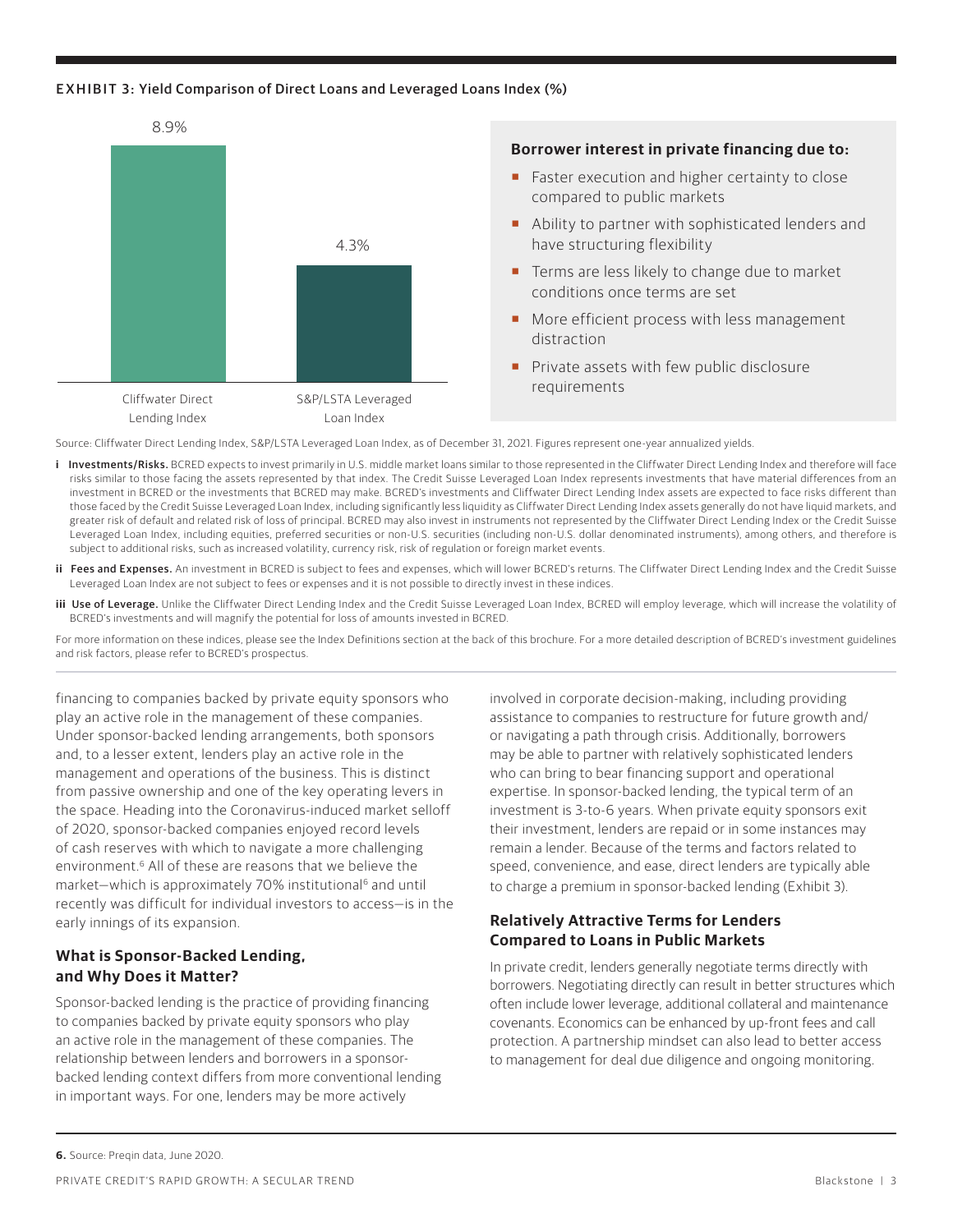**EXHIBIT 3: Yield Comparison of Direct Loans and Leveraged Loans Index (%)**

| Index | Yield |
| --- | --- |
| Cliffwater Direct Lending Index | 8.9% |
| S&P/LSTA Leveraged Loan Index | 4.3% |

**Borrower interest in private financing due to:**

- Faster execution and higher certainty to close compared to public markets
- Ability to partner with sophisticated lenders and have structuring flexibility
- Terms are less likely to change due to market conditions once terms are set
- More efficient process with less management distraction
- Private assets with few public disclosure requirements

Source: Cliffwater Direct Lending Index, S&P/LSTA Leveraged Loan Index, as of December 31, 2021. Figures represent one-year annualized yields.

**i Investments/Risks.** BCRED expects to invest primarily in U.S. middle market loans similar to those represented in the Cliffwater Direct Lending Index and therefore will face risks similar to those facing the assets represented by that index. The Credit Suisse Leveraged Loan Index represents investments that have material differences from an investment in BCRED or the investments that BCRED may make. BCRED's investments and Cliffwater Direct Lending Index assets are expected to face risks different than those faced by the Credit Suisse Leveraged Loan Index, including significantly less liquidity as Cliffwater Direct Lending Index assets generally do not have liquid markets, and greater risk of default and related risk of loss of principal. BCRED may also invest in instruments not represented by the Cliffwater Direct Lending Index or the Credit Suisse Leveraged Loan Index, including equities, preferred securities or non-U.S. securities (including non-U.S. dollar denominated instruments), among others, and therefore is subject to additional risks, such as increased volatility, currency risk, risk of regulation or foreign market events.

**ii Fees and Expenses.** An investment in BCRED is subject to fees and expenses, which will lower BCRED's returns. The Cliffwater Direct Lending Index and the Credit Suisse Leveraged Loan Index are not subject to fees or expenses and it is not possible to directly invest in these indices.

**iii Use of Leverage.** Unlike the Cliffwater Direct Lending Index and the Credit Suisse Leveraged Loan Index, BCRED will employ leverage, which will increase the volatility of BCRED's investments and will magnify the potential for loss of amounts invested in BCRED.

For more information on these indices, please see the Index Definitions section at the back of this brochure. For a more detailed description of BCRED's investment guidelines and risk factors, please refer to BCRED's prospectus.

financing to companies backed by private equity sponsors who play an active role in the management of these companies. Under sponsor-backed lending arrangements, both sponsors and, to a lesser extent, lenders play an active role in the management and operations of the business. This is distinct from passive ownership and one of the key operating levers in the space. Heading into the Coronavirus-induced market selloff of 2020, sponsor-backed companies enjoyed record levels of cash reserves with which to navigate a more challenging environment.[6] All of these are reasons that we believe the market—which is approximately 70% institutional[6] and until recently was difficult for individual investors to access—is in the early innings of its expansion.

### What is Sponsor-Backed Lending, and Why Does it Matter?

Sponsor-backed lending is the practice of providing financing to companies backed by private equity sponsors who play an active role in the management of these companies. The relationship between lenders and borrowers in a sponsor-backed lending context differs from more conventional lending in important ways. For one, lenders may be more actively involved in corporate decision-making, including providing assistance to companies to restructure for future growth and/or navigating a path through crisis. Additionally, borrowers may be able to partner with relatively sophisticated lenders who can bring to bear financing support and operational expertise. In sponsor-backed lending, the typical term of an investment is 3-to-6 years. When private equity sponsors exit their investment, lenders are repaid or in some instances may remain a lender. Because of the terms and factors related to speed, convenience, and ease, direct lenders are typically able to charge a premium in sponsor-backed lending (Exhibit 3).

### Relatively Attractive Terms for Lenders Compared to Loans in Public Markets

In private credit, lenders generally negotiate terms directly with borrowers. Negotiating directly can result in better structures which often include lower leverage, additional collateral and maintenance covenants. Economics can be enhanced by up-front fees and call protection. A partnership mindset can also lead to better access to management for deal due diligence and ongoing monitoring.

**6.** Source: Preqin data, June 2020.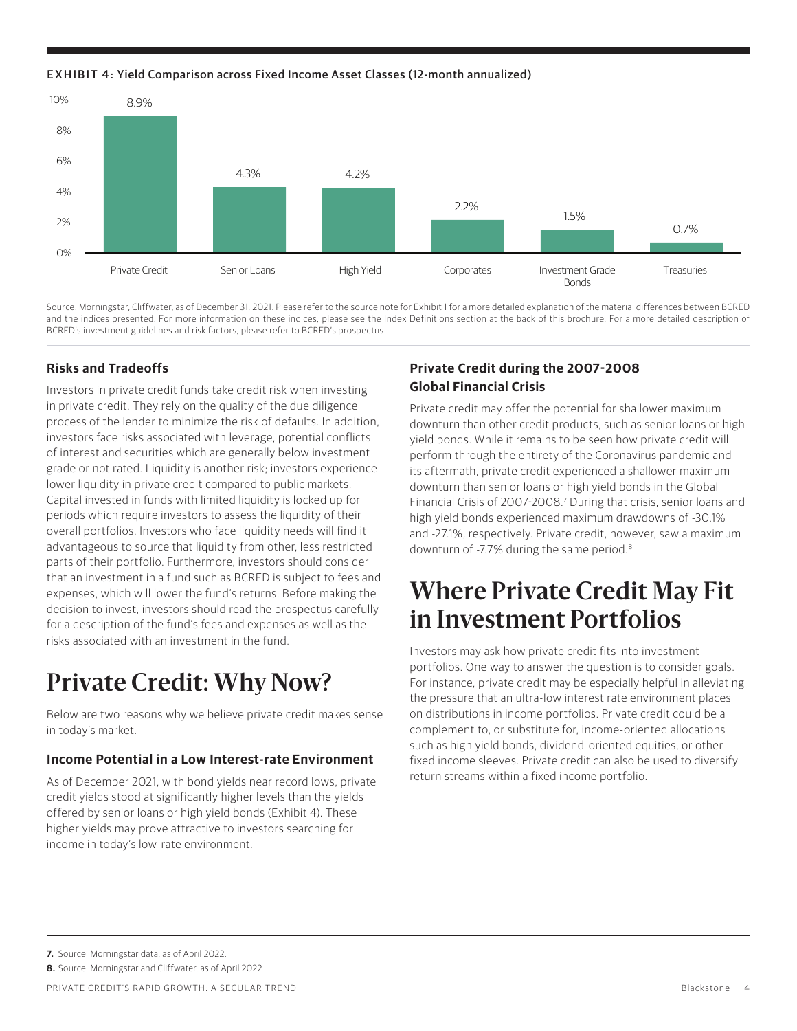**EXHIBIT 4: Yield Comparison across Fixed Income Asset Classes (12-month annualized)**

| Asset Class | Yield |
|---|---|
| Private Credit | 8.9% |
| Senior Loans | 4.3% |
| High Yield | 4.2% |
| Corporates | 2.2% |
| Investment Grade Bonds | 1.5% |
| Treasuries | 0.7% |

Source: Morningstar, Cliffwater, as of December 31, 2021. Please refer to the source note for Exhibit 1 for a more detailed explanation of the material differences between BCRED and the indices presented. For more information on these indices, please see the Index Definitions section at the back of this brochure. For a more detailed description of BCRED's investment guidelines and risk factors, please refer to BCRED's prospectus.

### Risks and Tradeoffs

Investors in private credit funds take credit risk when investing in private credit. They rely on the quality of the due diligence process of the lender to minimize the risk of defaults. In addition, investors face risks associated with leverage, potential conflicts of interest and securities which are generally below investment grade or not rated. Liquidity is another risk; investors experience lower liquidity in private credit compared to public markets. Capital invested in funds with limited liquidity is locked up for periods which require investors to assess the liquidity of their overall portfolios. Investors who face liquidity needs will find it advantageous to source that liquidity from other, less restricted parts of their portfolio. Furthermore, investors should consider that an investment in a fund such as BCRED is subject to fees and expenses, which will lower the fund's returns. Before making the decision to invest, investors should read the prospectus carefully for a description of the fund's fees and expenses as well as the risks associated with an investment in the fund.

## Private Credit: Why Now?

Below are two reasons why we believe private credit makes sense in today's market.

### Income Potential in a Low Interest-rate Environment

As of December 2021, with bond yields near record lows, private credit yields stood at significantly higher levels than the yields offered by senior loans or high yield bonds (Exhibit 4). These higher yields may prove attractive to investors searching for income in today's low-rate environment.

### Private Credit during the 2007-2008 Global Financial Crisis

Private credit may offer the potential for shallower maximum downturn than other credit products, such as senior loans or high yield bonds. While it remains to be seen how private credit will perform through the entirety of the Coronavirus pandemic and its aftermath, private credit experienced a shallower maximum downturn than senior loans or high yield bonds in the Global Financial Crisis of 2007-2008.[7] During that crisis, senior loans and high yield bonds experienced maximum drawdowns of -30.1% and -27.1%, respectively. Private credit, however, saw a maximum downturn of -7.7% during the same period.[8]

## Where Private Credit May Fit in Investment Portfolios

Investors may ask how private credit fits into investment portfolios. One way to answer the question is to consider goals. For instance, private credit may be especially helpful in alleviating the pressure that an ultra-low interest rate environment places on distributions in income portfolios. Private credit could be a complement to, or substitute for, income-oriented allocations such as high yield bonds, dividend-oriented equities, or other fixed income sleeves. Private credit can also be used to diversify return streams within a fixed income portfolio.

**7.** Source: Morningstar data, as of April 2022.

**8.** Source: Morningstar and Cliffwater, as of April 2022.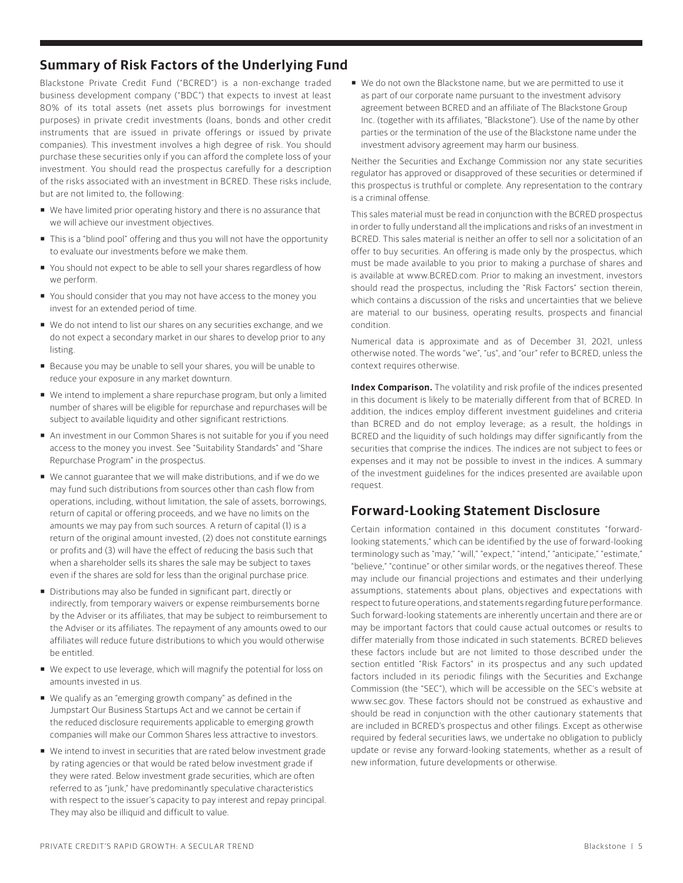## Summary of Risk Factors of the Underlying Fund

Blackstone Private Credit Fund ("BCRED") is a non-exchange traded business development company ("BDC") that expects to invest at least 80% of its total assets (net assets plus borrowings for investment purposes) in private credit investments (loans, bonds and other credit instruments that are issued in private offerings or issued by private companies). This investment involves a high degree of risk. You should purchase these securities only if you can afford the complete loss of your investment. You should read the prospectus carefully for a description of the risks associated with an investment in BCRED. These risks include, but are not limited to, the following:

- We have limited prior operating history and there is no assurance that we will achieve our investment objectives.
- This is a "blind pool" offering and thus you will not have the opportunity to evaluate our investments before we make them.
- You should not expect to be able to sell your shares regardless of how we perform.
- You should consider that you may not have access to the money you invest for an extended period of time.
- We do not intend to list our shares on any securities exchange, and we do not expect a secondary market in our shares to develop prior to any listing.
- Because you may be unable to sell your shares, you will be unable to reduce your exposure in any market downturn.
- We intend to implement a share repurchase program, but only a limited number of shares will be eligible for repurchase and repurchases will be subject to available liquidity and other significant restrictions.
- An investment in our Common Shares is not suitable for you if you need access to the money you invest. See "Suitability Standards" and "Share Repurchase Program" in the prospectus.
- We cannot guarantee that we will make distributions, and if we do we may fund such distributions from sources other than cash flow from operations, including, without limitation, the sale of assets, borrowings, return of capital or offering proceeds, and we have no limits on the amounts we may pay from such sources. A return of capital (1) is a return of the original amount invested, (2) does not constitute earnings or profits and (3) will have the effect of reducing the basis such that when a shareholder sells its shares the sale may be subject to taxes even if the shares are sold for less than the original purchase price.
- Distributions may also be funded in significant part, directly or indirectly, from temporary waivers or expense reimbursements borne by the Adviser or its affiliates, that may be subject to reimbursement to the Adviser or its affiliates. The repayment of any amounts owed to our affiliates will reduce future distributions to which you would otherwise be entitled.
- We expect to use leverage, which will magnify the potential for loss on amounts invested in us.
- We qualify as an "emerging growth company" as defined in the Jumpstart Our Business Startups Act and we cannot be certain if the reduced disclosure requirements applicable to emerging growth companies will make our Common Shares less attractive to investors.
- We intend to invest in securities that are rated below investment grade by rating agencies or that would be rated below investment grade if they were rated. Below investment grade securities, which are often referred to as "junk," have predominantly speculative characteristics with respect to the issuer's capacity to pay interest and repay principal. They may also be illiquid and difficult to value.
- We do not own the Blackstone name, but we are permitted to use it as part of our corporate name pursuant to the investment advisory agreement between BCRED and an affiliate of The Blackstone Group Inc. (together with its affiliates, "Blackstone"). Use of the name by other parties or the termination of the use of the Blackstone name under the investment advisory agreement may harm our business.

Neither the Securities and Exchange Commission nor any state securities regulator has approved or disapproved of these securities or determined if this prospectus is truthful or complete. Any representation to the contrary is a criminal offense.

This sales material must be read in conjunction with the BCRED prospectus in order to fully understand all the implications and risks of an investment in BCRED. This sales material is neither an offer to sell nor a solicitation of an offer to buy securities. An offering is made only by the prospectus, which must be made available to you prior to making a purchase of shares and is available at www.BCRED.com. Prior to making an investment, investors should read the prospectus, including the "Risk Factors" section therein, which contains a discussion of the risks and uncertainties that we believe are material to our business, operating results, prospects and financial condition.

Numerical data is approximate and as of December 31, 2021, unless otherwise noted. The words "we", "us", and "our" refer to BCRED, unless the context requires otherwise.

**Index Comparison.** The volatility and risk profile of the indices presented in this document is likely to be materially different from that of BCRED. In addition, the indices employ different investment guidelines and criteria than BCRED and do not employ leverage; as a result, the holdings in BCRED and the liquidity of such holdings may differ significantly from the securities that comprise the indices. The indices are not subject to fees or expenses and it may not be possible to invest in the indices. A summary of the investment guidelines for the indices presented are available upon request.

## Forward-Looking Statement Disclosure

Certain information contained in this document constitutes "forward-looking statements," which can be identified by the use of forward-looking terminology such as "may," "will," "expect," "intend," "anticipate," "estimate," "believe," "continue" or other similar words, or the negatives thereof. These may include our financial projections and estimates and their underlying assumptions, statements about plans, objectives and expectations with respect to future operations, and statements regarding future performance. Such forward-looking statements are inherently uncertain and there are or may be important factors that could cause actual outcomes or results to differ materially from those indicated in such statements. BCRED believes these factors include but are not limited to those described under the section entitled "Risk Factors" in its prospectus and any such updated factors included in its periodic filings with the Securities and Exchange Commission (the "SEC"), which will be accessible on the SEC's website at www.sec.gov. These factors should not be construed as exhaustive and should be read in conjunction with the other cautionary statements that are included in BCRED's prospectus and other filings. Except as otherwise required by federal securities laws, we undertake no obligation to publicly update or revise any forward-looking statements, whether as a result of new information, future developments or otherwise.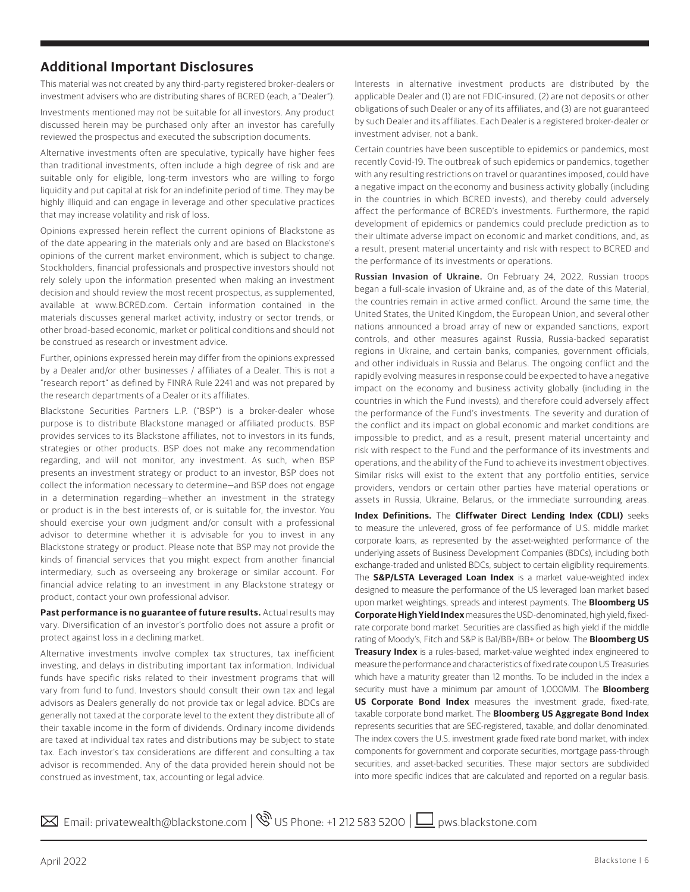## Additional Important Disclosures

This material was not created by any third-party registered broker-dealers or investment advisers who are distributing shares of BCRED (each, a "Dealer").

Investments mentioned may not be suitable for all investors. Any product discussed herein may be purchased only after an investor has carefully reviewed the prospectus and executed the subscription documents.

Alternative investments often are speculative, typically have higher fees than traditional investments, often include a high degree of risk and are suitable only for eligible, long-term investors who are willing to forgo liquidity and put capital at risk for an indefinite period of time. They may be highly illiquid and can engage in leverage and other speculative practices that may increase volatility and risk of loss.

Opinions expressed herein reflect the current opinions of Blackstone as of the date appearing in the materials only and are based on Blackstone's opinions of the current market environment, which is subject to change. Stockholders, financial professionals and prospective investors should not rely solely upon the information presented when making an investment decision and should review the most recent prospectus, as supplemented, available at www.BCRED.com. Certain information contained in the materials discusses general market activity, industry or sector trends, or other broad-based economic, market or political conditions and should not be construed as research or investment advice.

Further, opinions expressed herein may differ from the opinions expressed by a Dealer and/or other businesses / affiliates of a Dealer. This is not a "research report" as defined by FINRA Rule 2241 and was not prepared by the research departments of a Dealer or its affiliates.

Blackstone Securities Partners L.P. ("BSP") is a broker-dealer whose purpose is to distribute Blackstone managed or affiliated products. BSP provides services to its Blackstone affiliates, not to investors in its funds, strategies or other products. BSP does not make any recommendation regarding, and will not monitor, any investment. As such, when BSP presents an investment strategy or product to an investor, BSP does not collect the information necessary to determine—and BSP does not engage in a determination regarding—whether an investment in the strategy or product is in the best interests of, or is suitable for, the investor. You should exercise your own judgment and/or consult with a professional advisor to determine whether it is advisable for you to invest in any Blackstone strategy or product. Please note that BSP may not provide the kinds of financial services that you might expect from another financial intermediary, such as overseeing any brokerage or similar account. For financial advice relating to an investment in any Blackstone strategy or product, contact your own professional advisor.

**Past performance is no guarantee of future results.** Actual results may vary. Diversification of an investor's portfolio does not assure a profit or protect against loss in a declining market.

Alternative investments involve complex tax structures, tax inefficient investing, and delays in distributing important tax information. Individual funds have specific risks related to their investment programs that will vary from fund to fund. Investors should consult their own tax and legal advisors as Dealers generally do not provide tax or legal advice. BDCs are generally not taxed at the corporate level to the extent they distribute all of their taxable income in the form of dividends. Ordinary income dividends are taxed at individual tax rates and distributions may be subject to state tax. Each investor's tax considerations are different and consulting a tax advisor is recommended. Any of the data provided herein should not be construed as investment, tax, accounting or legal advice.

Interests in alternative investment products are distributed by the applicable Dealer and (1) are not FDIC-insured, (2) are not deposits or other obligations of such Dealer or any of its affiliates, and (3) are not guaranteed by such Dealer and its affiliates. Each Dealer is a registered broker-dealer or investment adviser, not a bank.

Certain countries have been susceptible to epidemics or pandemics, most recently Covid-19. The outbreak of such epidemics or pandemics, together with any resulting restrictions on travel or quarantines imposed, could have a negative impact on the economy and business activity globally (including in the countries in which BCRED invests), and thereby could adversely affect the performance of BCRED's investments. Furthermore, the rapid development of epidemics or pandemics could preclude prediction as to their ultimate adverse impact on economic and market conditions, and, as a result, present material uncertainty and risk with respect to BCRED and the performance of its investments or operations.

**Russian Invasion of Ukraine.** On February 24, 2022, Russian troops began a full-scale invasion of Ukraine and, as of the date of this Material, the countries remain in active armed conflict. Around the same time, the United States, the United Kingdom, the European Union, and several other nations announced a broad array of new or expanded sanctions, export controls, and other measures against Russia, Russia-backed separatist regions in Ukraine, and certain banks, companies, government officials, and other individuals in Russia and Belarus. The ongoing conflict and the rapidly evolving measures in response could be expected to have a negative impact on the economy and business activity globally (including in the countries in which the Fund invests), and therefore could adversely affect the performance of the Fund's investments. The severity and duration of the conflict and its impact on global economic and market conditions are impossible to predict, and as a result, present material uncertainty and risk with respect to the Fund and the performance of its investments and operations, and the ability of the Fund to achieve its investment objectives. Similar risks will exist to the extent that any portfolio entities, service providers, vendors or certain other parties have material operations or assets in Russia, Ukraine, Belarus, or the immediate surrounding areas.

**Index Definitions.** The **Cliffwater Direct Lending Index (CDLI)** seeks to measure the unlevered, gross of fee performance of U.S. middle market corporate loans, as represented by the asset-weighted performance of the underlying assets of Business Development Companies (BDCs), including both exchange-traded and unlisted BDCs, subject to certain eligibility requirements. The **S&P/LSTA Leveraged Loan Index** is a market value-weighted index designed to measure the performance of the US leveraged loan market based upon market weightings, spreads and interest payments. The **Bloomberg US Corporate High Yield Index** measures the USD-denominated, high yield, fixed-rate corporate bond market. Securities are classified as high yield if the middle rating of Moody's, Fitch and S&P is Ba1/BB+/BB+ or below. The **Bloomberg US Treasury Index** is a rules-based, market-value weighted index engineered to measure the performance and characteristics of fixed rate coupon US Treasuries which have a maturity greater than 12 months. To be included in the index a security must have a minimum par amount of 1,000MM. The **Bloomberg US Corporate Bond Index** measures the investment grade, fixed-rate, taxable corporate bond market. The **Bloomberg US Aggregate Bond Index** represents securities that are SEC-registered, taxable, and dollar denominated. The index covers the U.S. investment grade fixed rate bond market, with index components for government and corporate securities, mortgage pass-through securities, and asset-backed securities. These major sectors are subdivided into more specific indices that are calculated and reported on a regular basis.

Email: privatewealth@blackstone.com | US Phone: +1 212 583 5200 | pws.blackstone.com

April 2022